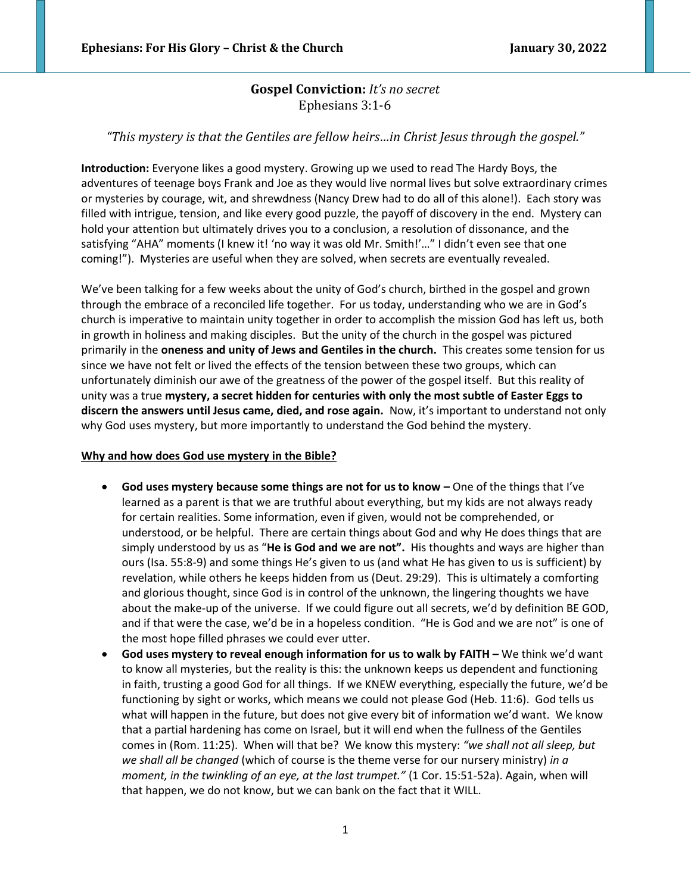# Gospel Conviction: *It's no secret*

Ephesians 3:1-6

*"This mystery is that the Gentiles are fellow heirs…in Christ Jesus through the gospel."*

**Introduction:** Everyone likes a good mystery. Growing up we used to read The Hardy Boys, the adventures of teenage boys Frank and Joe as they would live normal lives but solve extraordinary crimes or mysteries by courage, wit, and shrewdness (Nancy Drew had to do all of this alone!). Each story was filled with intrigue, tension, and like every good puzzle, the payoff of discovery in the end. Mystery can hold your attention but ultimately drives you to a conclusion, a resolution of dissonance, and the satisfying "AHA" moments (I knew it! 'no way it was old Mr. Smith!'…" I didn't even see that one coming!"). Mysteries are useful when they are solved, when secrets are eventually revealed.

We've been talking for a few weeks about the unity of God's church, birthed in the gospel and grown through the embrace of a reconciled life together. For us today, understanding who we are in God's church is imperative to maintain unity together in order to accomplish the mission God has left us, both in growth in holiness and making disciples. But the unity of the church in the gospel was pictured primarily in the **oneness and unity of Jews and Gentiles in the church.** This creates some tension for us since we have not felt or lived the effects of the tension between these two groups, which can unfortunately diminish our awe of the greatness of the power of the gospel itself. But this reality of unity was a true **mystery, a secret hidden for centuries with only the most subtle of Easter Eggs to discern the answers until Jesus came, died, and rose again.** Now, it's important to understand not only why God uses mystery, but more importantly to understand the God behind the mystery.

**Why and how does God use mystery in the Bible?**

- **God uses mystery because some things are not for us to know –** One of the things that I've learned as a parent is that we are truthful about everything, but my kids are not always ready for certain realities. Some information, even if given, would not be comprehended, or understood, or be helpful. There are certain things about God and why He does things that are simply understood by us as "**He is God and we are not".** His thoughts and ways are higher than ours (Isa. 55:8-9) and some things He's given to us (and what He has given to us is sufficient) by revelation, while others he keeps hidden from us (Deut. 29:29). This is ultimately a comforting and glorious thought, since God is in control of the unknown, the lingering thoughts we have about the make-up of the universe. If we could figure out all secrets, we'd by definition BE GOD, and if that were the case, we'd be in a hopeless condition. "He is God and we are not" is one of the most hope filled phrases we could ever utter.
- **God uses mystery to reveal enough information for us to walk by FAITH –** We think we'd want to know all mysteries, but the reality is this: the unknown keeps us dependent and functioning in faith, trusting a good God for all things. If we KNEW everything, especially the future, we'd be functioning by sight or works, which means we could not please God (Heb. 11:6). God tells us what will happen in the future, but does not give every bit of information we'd want. We know that a partial hardening has come on Israel, but it will end when the fullness of the Gentiles comes in (Rom. 11:25). When will that be? We know this mystery: *"we shall not all sleep, but we shall all be changed* (which of course is the theme verse for our nursery ministry) *in a moment, in the twinkling of an eye, at the last trumpet."* (1 Cor. 15:51-52a). Again, when will that happen, we do not know, but we can bank on the fact that it WILL.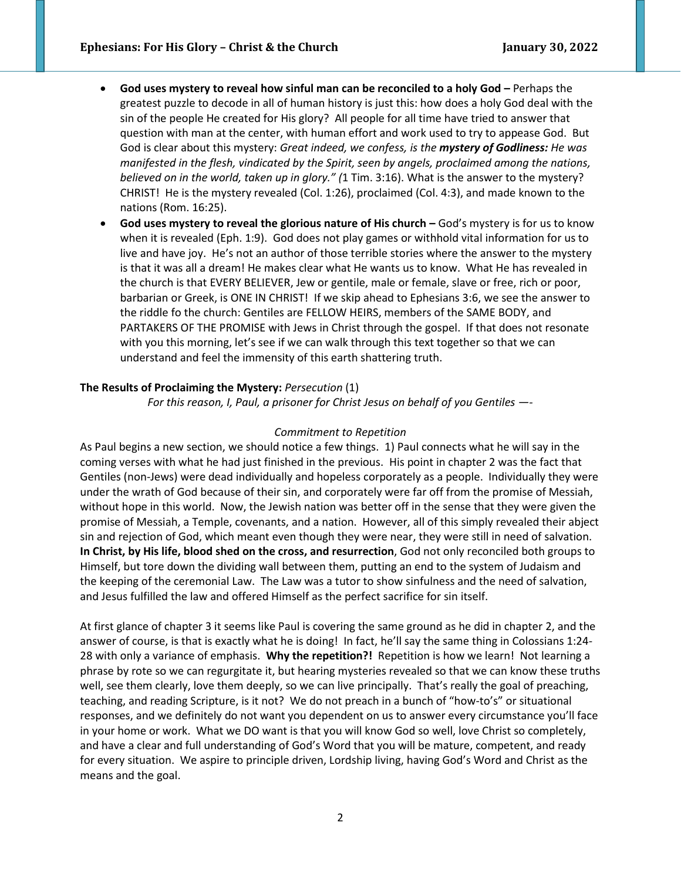- **God uses mystery to reveal how sinful man can be reconciled to a holy God –** Perhaps the greatest puzzle to decode in all of human history is just this: how does a holy God deal with the sin of the people He created for His glory? All people for all time have tried to answer that question with man at the center, with human effort and work used to try to appease God. But God is clear about this mystery: *Great indeed, we confess, is the* ***mystery of Godliness:*** *He was manifested in the flesh, vindicated by the Spirit, seen by angels, proclaimed among the nations, believed on in the world, taken up in glory." (*1 Tim. 3:16). What is the answer to the mystery? CHRIST! He is the mystery revealed (Col. 1:26), proclaimed (Col. 4:3), and made known to the nations (Rom. 16:25).
- **God uses mystery to reveal the glorious nature of His church –** God's mystery is for us to know when it is revealed (Eph. 1:9). God does not play games or withhold vital information for us to live and have joy. He's not an author of those terrible stories where the answer to the mystery is that it was all a dream! He makes clear what He wants us to know. What He has revealed in the church is that EVERY BELIEVER, Jew or gentile, male or female, slave or free, rich or poor, barbarian or Greek, is ONE IN CHRIST! If we skip ahead to Ephesians 3:6, we see the answer to the riddle fo the church: Gentiles are FELLOW HEIRS, members of the SAME BODY, and PARTAKERS OF THE PROMISE with Jews in Christ through the gospel. If that does not resonate with you this morning, let's see if we can walk through this text together so that we can understand and feel the immensity of this earth shattering truth.

**The Results of Proclaiming the Mystery:** *Persecution* (1)

*For this reason, I, Paul, a prisoner for Christ Jesus on behalf of you Gentiles* —-

*Commitment to Repetition*

As Paul begins a new section, we should notice a few things. 1) Paul connects what he will say in the coming verses with what he had just finished in the previous. His point in chapter 2 was the fact that Gentiles (non-Jews) were dead individually and hopeless corporately as a people. Individually they were under the wrath of God because of their sin, and corporately were far off from the promise of Messiah, without hope in this world. Now, the Jewish nation was better off in the sense that they were given the promise of Messiah, a Temple, covenants, and a nation. However, all of this simply revealed their abject sin and rejection of God, which meant even though they were near, they were still in need of salvation. **In Christ, by His life, blood shed on the cross, and resurrection**, God not only reconciled both groups to Himself, but tore down the dividing wall between them, putting an end to the system of Judaism and the keeping of the ceremonial Law. The Law was a tutor to show sinfulness and the need of salvation, and Jesus fulfilled the law and offered Himself as the perfect sacrifice for sin itself.

At first glance of chapter 3 it seems like Paul is covering the same ground as he did in chapter 2, and the answer of course, is that is exactly what he is doing! In fact, he'll say the same thing in Colossians 1:24-28 with only a variance of emphasis. **Why the repetition?!** Repetition is how we learn! Not learning a phrase by rote so we can regurgitate it, but hearing mysteries revealed so that we can know these truths well, see them clearly, love them deeply, so we can live principally. That's really the goal of preaching, teaching, and reading Scripture, is it not? We do not preach in a bunch of "how-to's" or situational responses, and we definitely do not want you dependent on us to answer every circumstance you'll face in your home or work. What we DO want is that you will know God so well, love Christ so completely, and have a clear and full understanding of God's Word that you will be mature, competent, and ready for every situation. We aspire to principle driven, Lordship living, having God's Word and Christ as the means and the goal.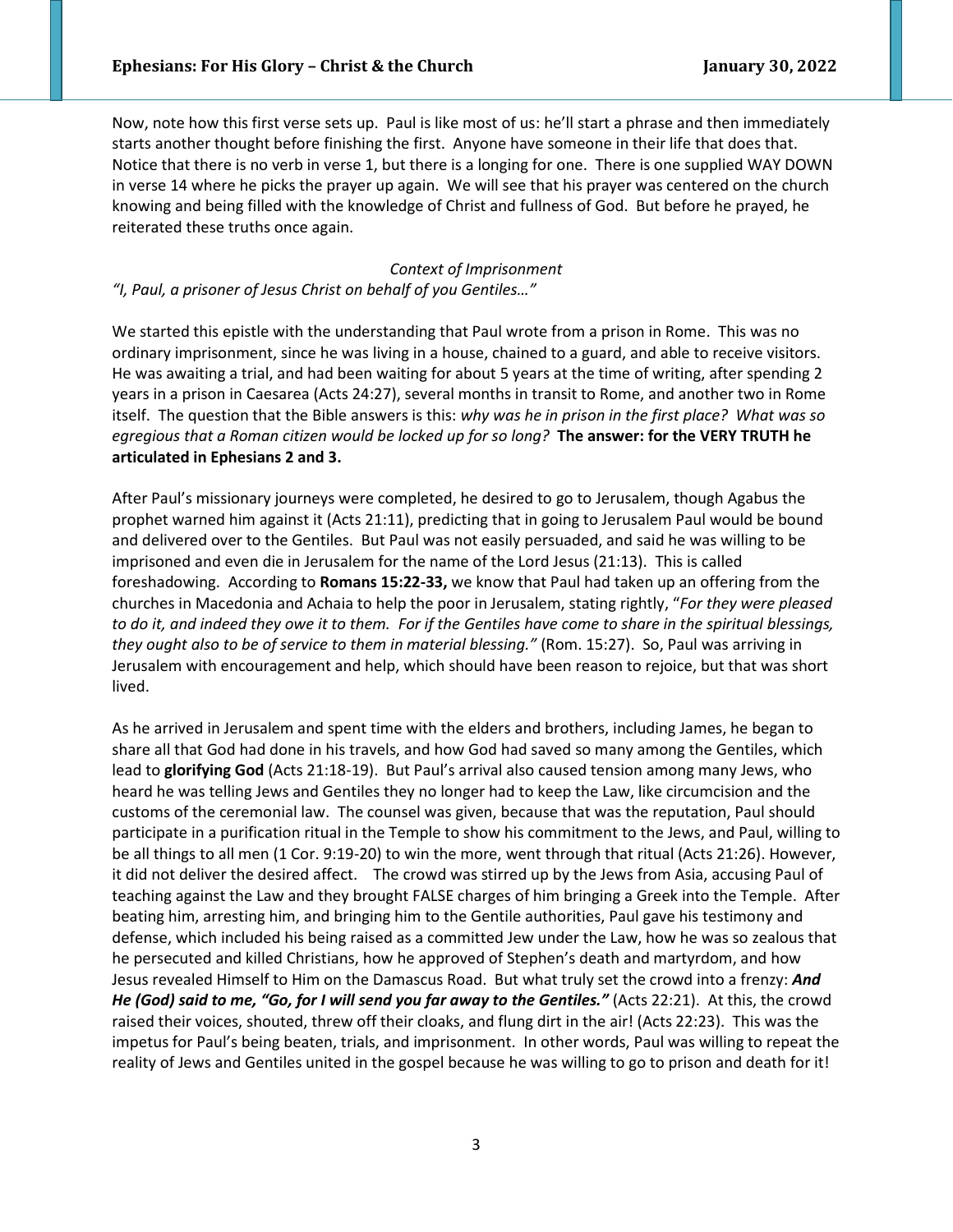Now, note how this first verse sets up. Paul is like most of us: he'll start a phrase and then immediately starts another thought before finishing the first. Anyone have someone in their life that does that. Notice that there is no verb in verse 1, but there is a longing for one. There is one supplied WAY DOWN in verse 14 where he picks the prayer up again. We will see that his prayer was centered on the church knowing and being filled with the knowledge of Christ and fullness of God. But before he prayed, he reiterated these truths once again.

*Context of Imprisonment*

*"I, Paul, a prisoner of Jesus Christ on behalf of you Gentiles…"*

We started this epistle with the understanding that Paul wrote from a prison in Rome. This was no ordinary imprisonment, since he was living in a house, chained to a guard, and able to receive visitors. He was awaiting a trial, and had been waiting for about 5 years at the time of writing, after spending 2 years in a prison in Caesarea (Acts 24:27), several months in transit to Rome, and another two in Rome itself. The question that the Bible answers is this: *why was he in prison in the first place? What was so egregious that a Roman citizen would be locked up for so long?* **The answer: for the VERY TRUTH he articulated in Ephesians 2 and 3.**

After Paul's missionary journeys were completed, he desired to go to Jerusalem, though Agabus the prophet warned him against it (Acts 21:11), predicting that in going to Jerusalem Paul would be bound and delivered over to the Gentiles. But Paul was not easily persuaded, and said he was willing to be imprisoned and even die in Jerusalem for the name of the Lord Jesus (21:13). This is called foreshadowing. According to **Romans 15:22-33,** we know that Paul had taken up an offering from the churches in Macedonia and Achaia to help the poor in Jerusalem, stating rightly, "*For they were pleased to do it, and indeed they owe it to them. For if the Gentiles have come to share in the spiritual blessings, they ought also to be of service to them in material blessing."* (Rom. 15:27). So, Paul was arriving in Jerusalem with encouragement and help, which should have been reason to rejoice, but that was short lived.

As he arrived in Jerusalem and spent time with the elders and brothers, including James, he began to share all that God had done in his travels, and how God had saved so many among the Gentiles, which lead to **glorifying God** (Acts 21:18-19). But Paul's arrival also caused tension among many Jews, who heard he was telling Jews and Gentiles they no longer had to keep the Law, like circumcision and the customs of the ceremonial law. The counsel was given, because that was the reputation, Paul should participate in a purification ritual in the Temple to show his commitment to the Jews, and Paul, willing to be all things to all men (1 Cor. 9:19-20) to win the more, went through that ritual (Acts 21:26). However, it did not deliver the desired affect. The crowd was stirred up by the Jews from Asia, accusing Paul of teaching against the Law and they brought FALSE charges of him bringing a Greek into the Temple. After beating him, arresting him, and bringing him to the Gentile authorities, Paul gave his testimony and defense, which included his being raised as a committed Jew under the Law, how he was so zealous that he persecuted and killed Christians, how he approved of Stephen's death and martyrdom, and how Jesus revealed Himself to Him on the Damascus Road. But what truly set the crowd into a frenzy: ***And He (God) said to me, "Go, for I will send you far away to the Gentiles."*** (Acts 22:21). At this, the crowd raised their voices, shouted, threw off their cloaks, and flung dirt in the air! (Acts 22:23). This was the impetus for Paul's being beaten, trials, and imprisonment. In other words, Paul was willing to repeat the reality of Jews and Gentiles united in the gospel because he was willing to go to prison and death for it!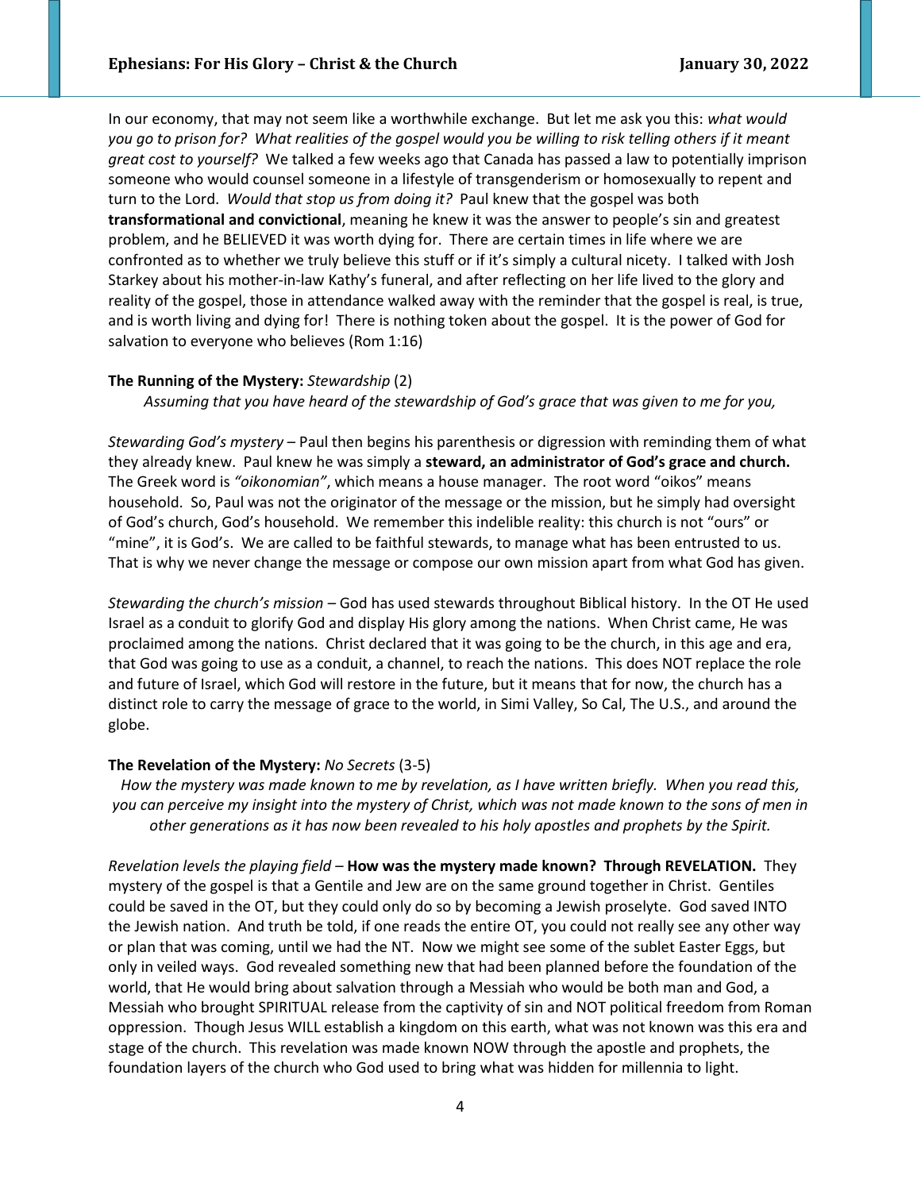In our economy, that may not seem like a worthwhile exchange. But let me ask you this: *what would you go to prison for? What realities of the gospel would you be willing to risk telling others if it meant great cost to yourself?* We talked a few weeks ago that Canada has passed a law to potentially imprison someone who would counsel someone in a lifestyle of transgenderism or homosexually to repent and turn to the Lord. *Would that stop us from doing it?* Paul knew that the gospel was both **transformational and convictional**, meaning he knew it was the answer to people's sin and greatest problem, and he BELIEVED it was worth dying for. There are certain times in life where we are confronted as to whether we truly believe this stuff or if it's simply a cultural nicety. I talked with Josh Starkey about his mother-in-law Kathy's funeral, and after reflecting on her life lived to the glory and reality of the gospel, those in attendance walked away with the reminder that the gospel is real, is true, and is worth living and dying for! There is nothing token about the gospel. It is the power of God for salvation to everyone who believes (Rom 1:16)

**The Running of the Mystery:** *Stewardship* (2)

*Assuming that you have heard of the stewardship of God's grace that was given to me for you,*

*Stewarding God's mystery* – Paul then begins his parenthesis or digression with reminding them of what they already knew. Paul knew he was simply a **steward, an administrator of God's grace and church.** The Greek word is *"oikonomian"*, which means a house manager. The root word "oikos" means household. So, Paul was not the originator of the message or the mission, but he simply had oversight of God's church, God's household. We remember this indelible reality: this church is not "ours" or "mine", it is God's. We are called to be faithful stewards, to manage what has been entrusted to us. That is why we never change the message or compose our own mission apart from what God has given.

*Stewarding the church's mission* – God has used stewards throughout Biblical history. In the OT He used Israel as a conduit to glorify God and display His glory among the nations. When Christ came, He was proclaimed among the nations. Christ declared that it was going to be the church, in this age and era, that God was going to use as a conduit, a channel, to reach the nations. This does NOT replace the role and future of Israel, which God will restore in the future, but it means that for now, the church has a distinct role to carry the message of grace to the world, in Simi Valley, So Cal, The U.S., and around the globe.

**The Revelation of the Mystery:** *No Secrets* (3-5)

*How the mystery was made known to me by revelation, as I have written briefly. When you read this, you can perceive my insight into the mystery of Christ, which was not made known to the sons of men in other generations as it has now been revealed to his holy apostles and prophets by the Spirit.*

*Revelation levels the playing field* – **How was the mystery made known? Through REVELATION.** They mystery of the gospel is that a Gentile and Jew are on the same ground together in Christ. Gentiles could be saved in the OT, but they could only do so by becoming a Jewish proselyte. God saved INTO the Jewish nation. And truth be told, if one reads the entire OT, you could not really see any other way or plan that was coming, until we had the NT. Now we might see some of the sublet Easter Eggs, but only in veiled ways. God revealed something new that had been planned before the foundation of the world, that He would bring about salvation through a Messiah who would be both man and God, a Messiah who brought SPIRITUAL release from the captivity of sin and NOT political freedom from Roman oppression. Though Jesus WILL establish a kingdom on this earth, what was not known was this era and stage of the church. This revelation was made known NOW through the apostle and prophets, the foundation layers of the church who God used to bring what was hidden for millennia to light.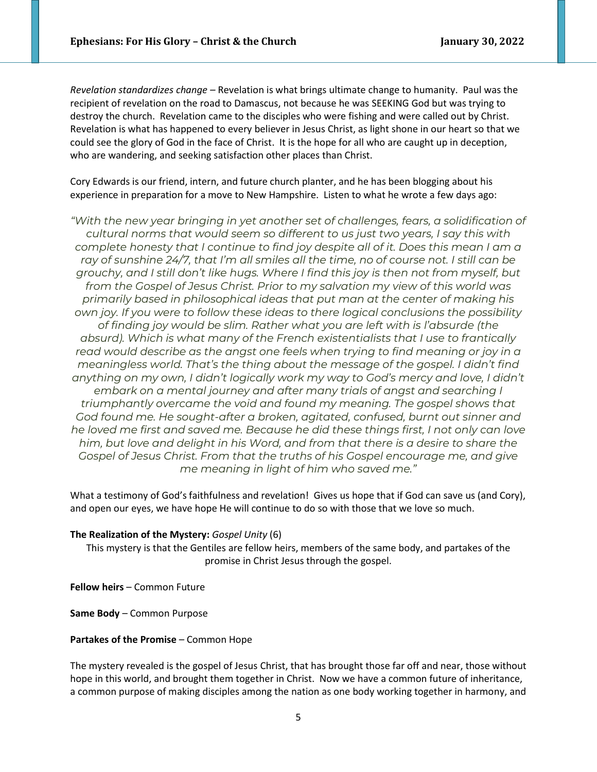*Revelation standardizes change* – Revelation is what brings ultimate change to humanity. Paul was the recipient of revelation on the road to Damascus, not because he was SEEKING God but was trying to destroy the church. Revelation came to the disciples who were fishing and were called out by Christ. Revelation is what has happened to every believer in Jesus Christ, as light shone in our heart so that we could see the glory of God in the face of Christ. It is the hope for all who are caught up in deception, who are wandering, and seeking satisfaction other places than Christ.

Cory Edwards is our friend, intern, and future church planter, and he has been blogging about his experience in preparation for a move to New Hampshire. Listen to what he wrote a few days ago:

*"With the new year bringing in yet another set of challenges, fears, a solidification of cultural norms that would seem so different to us just two years, I say this with complete honesty that I continue to find joy despite all of it. Does this mean I am a ray of sunshine 24/7, that I'm all smiles all the time, no of course not. I still can be grouchy, and I still don't like hugs. Where I find this joy is then not from myself, but from the Gospel of Jesus Christ. Prior to my salvation my view of this world was primarily based in philosophical ideas that put man at the center of making his own joy. If you were to follow these ideas to there logical conclusions the possibility of finding joy would be slim. Rather what you are left with is l'absurde (the absurd). Which is what many of the French existentialists that I use to frantically read would describe as the angst one feels when trying to find meaning or joy in a meaningless world. That's the thing about the message of the gospel. I didn't find anything on my own, I didn't logically work my way to God's mercy and love, I didn't embark on a mental journey and after many trials of angst and searching I triumphantly overcame the void and found my meaning. The gospel shows that God found me. He sought-after a broken, agitated, confused, burnt out sinner and he loved me first and saved me. Because he did these things first, I not only can love him, but love and delight in his Word, and from that there is a desire to share the Gospel of Jesus Christ. From that the truths of his Gospel encourage me, and give me meaning in light of him who saved me."*

What a testimony of God's faithfulness and revelation! Gives us hope that if God can save us (and Cory), and open our eyes, we have hope He will continue to do so with those that we love so much.

**The Realization of the Mystery:** *Gospel Unity* (6)

This mystery is that the Gentiles are fellow heirs, members of the same body, and partakes of the promise in Christ Jesus through the gospel.

**Fellow heirs** – Common Future

**Same Body** – Common Purpose

**Partakes of the Promise** – Common Hope

The mystery revealed is the gospel of Jesus Christ, that has brought those far off and near, those without hope in this world, and brought them together in Christ. Now we have a common future of inheritance, a common purpose of making disciples among the nation as one body working together in harmony, and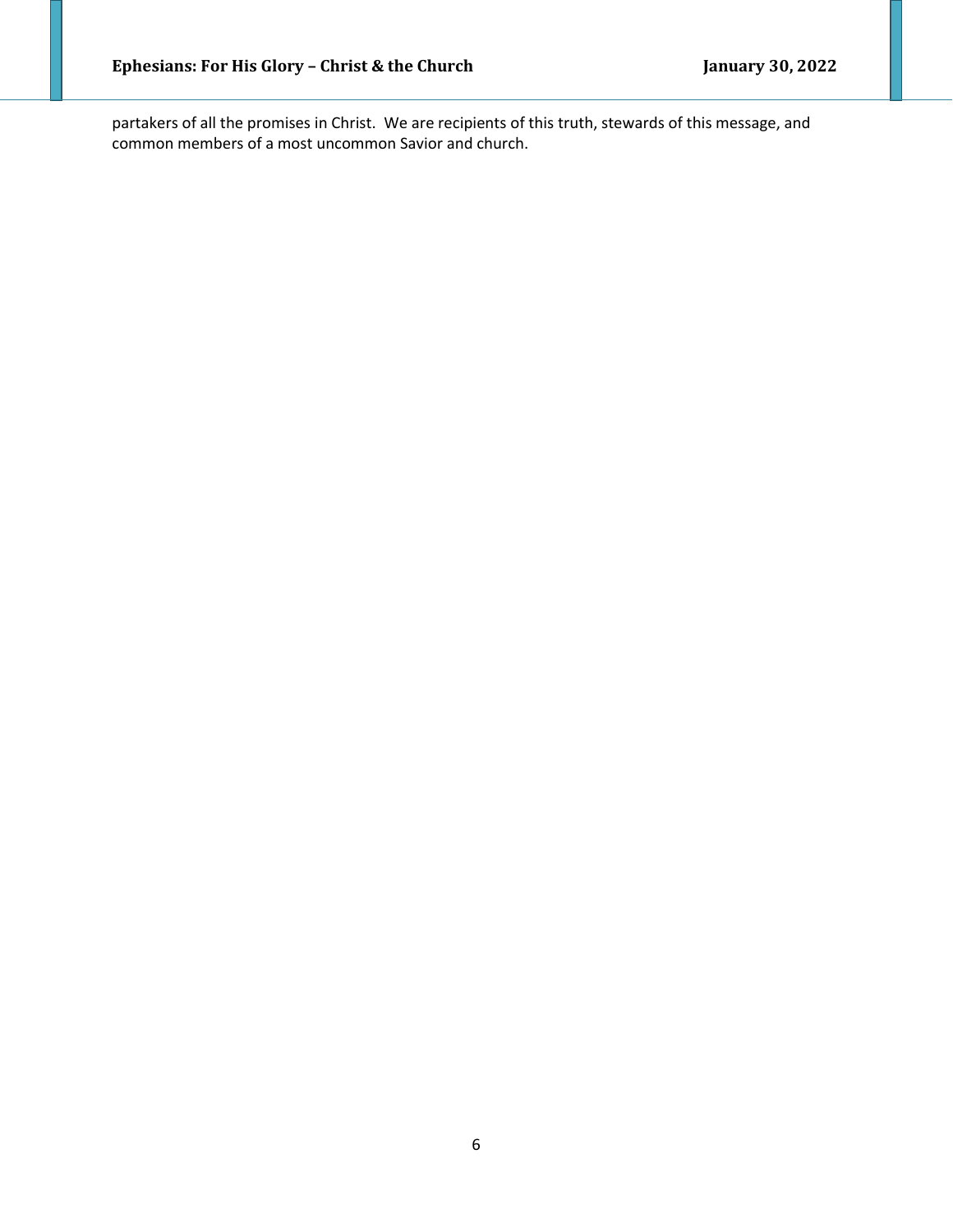partakers of all the promises in Christ.  We are recipients of this truth, stewards of this message, and common members of a most uncommon Savior and church.